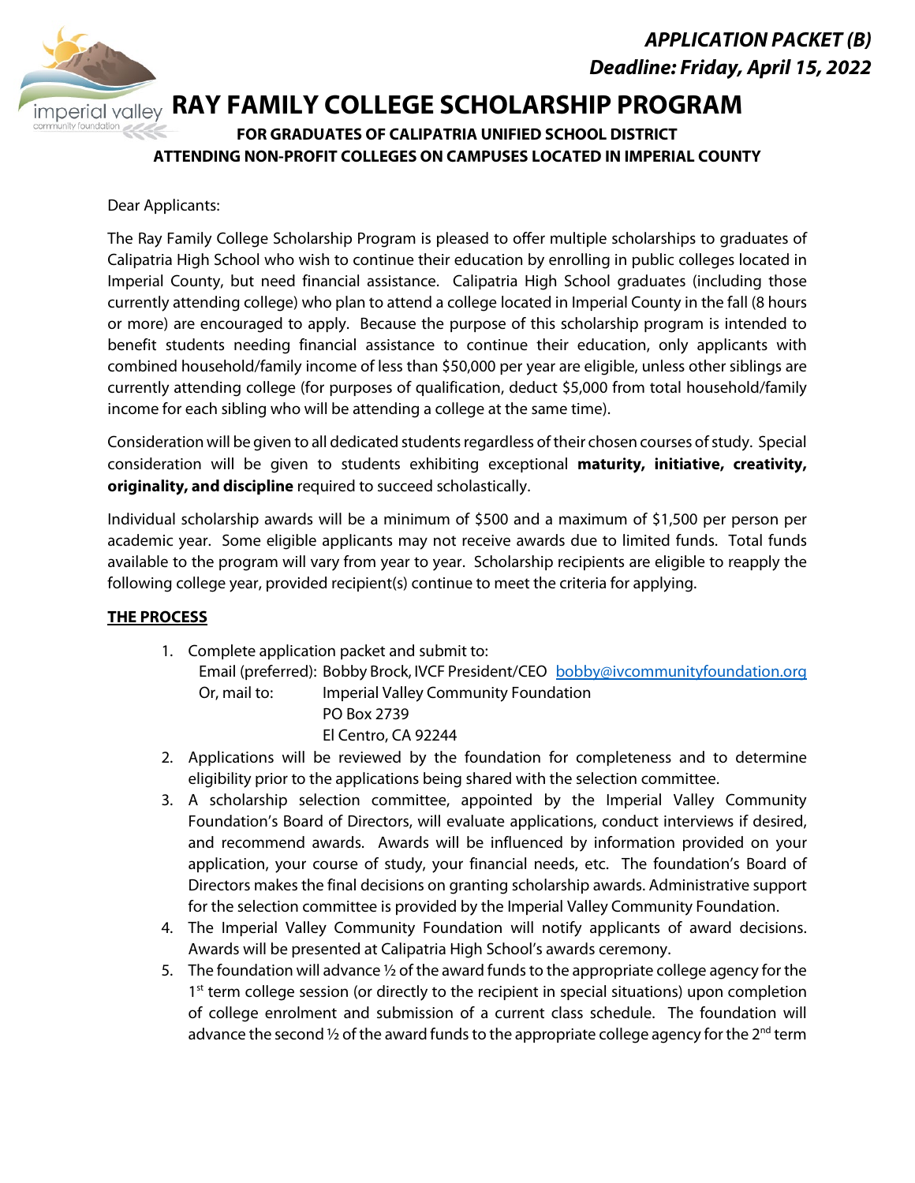***APPLICATION PACKET (B)***
***Deadline: Friday, April 15, 2022***

# RAY FAMILY COLLEGE SCHOLARSHIP PROGRAM

**FOR GRADUATES OF CALIPATRIA UNIFIED SCHOOL DISTRICT ATTENDING NON-PROFIT COLLEGES ON CAMPUSES LOCATED IN IMPERIAL COUNTY**

Dear Applicants:

The Ray Family College Scholarship Program is pleased to offer multiple scholarships to graduates of Calipatria High School who wish to continue their education by enrolling in public colleges located in Imperial County, but need financial assistance. Calipatria High School graduates (including those currently attending college) who plan to attend a college located in Imperial County in the fall (8 hours or more) are encouraged to apply. Because the purpose of this scholarship program is intended to benefit students needing financial assistance to continue their education, only applicants with combined household/family income of less than $50,000 per year are eligible, unless other siblings are currently attending college (for purposes of qualification, deduct $5,000 from total household/family income for each sibling who will be attending a college at the same time).

Consideration will be given to all dedicated students regardless of their chosen courses of study. Special consideration will be given to students exhibiting exceptional **maturity, initiative, creativity, originality, and discipline** required to succeed scholastically.

Individual scholarship awards will be a minimum of $500 and a maximum of $1,500 per person per academic year. Some eligible applicants may not receive awards due to limited funds. Total funds available to the program will vary from year to year. Scholarship recipients are eligible to reapply the following college year, provided recipient(s) continue to meet the criteria for applying.

## THE PROCESS

1. Complete application packet and submit to:
   Email (preferred): Bobby Brock, IVCF President/CEO [bobby@ivcommunityfoundation.org](mailto:bobby@ivcommunityfoundation.org)
   Or, mail to: Imperial Valley Community Foundation
   PO Box 2739
   El Centro, CA 92244
2. Applications will be reviewed by the foundation for completeness and to determine eligibility prior to the applications being shared with the selection committee.
3. A scholarship selection committee, appointed by the Imperial Valley Community Foundation's Board of Directors, will evaluate applications, conduct interviews if desired, and recommend awards. Awards will be influenced by information provided on your application, your course of study, your financial needs, etc. The foundation's Board of Directors makes the final decisions on granting scholarship awards. Administrative support for the selection committee is provided by the Imperial Valley Community Foundation.
4. The Imperial Valley Community Foundation will notify applicants of award decisions. Awards will be presented at Calipatria High School's awards ceremony.
5. The foundation will advance ½ of the award funds to the appropriate college agency for the 1st term college session (or directly to the recipient in special situations) upon completion of college enrolment and submission of a current class schedule. The foundation will advance the second ½ of the award funds to the appropriate college agency for the 2nd term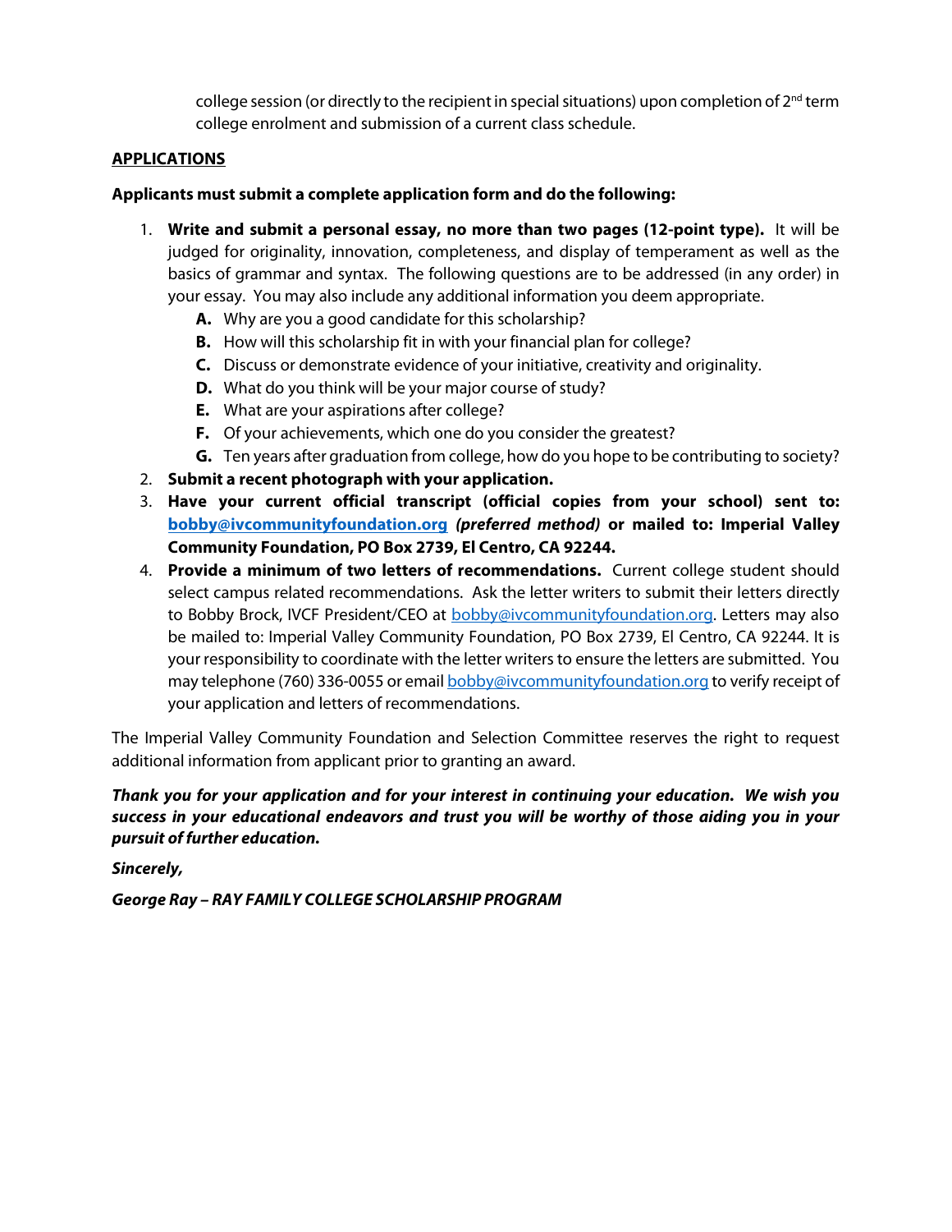college session (or directly to the recipient in special situations) upon completion of 2nd term college enrolment and submission of a current class schedule.

**APPLICATIONS**

**Applicants must submit a complete application form and do the following:**

1. **Write and submit a personal essay, no more than two pages (12-point type).** It will be judged for originality, innovation, completeness, and display of temperament as well as the basics of grammar and syntax. The following questions are to be addressed (in any order) in your essay. You may also include any additional information you deem appropriate.
   - **A.** Why are you a good candidate for this scholarship?
   - **B.** How will this scholarship fit in with your financial plan for college?
   - **C.** Discuss or demonstrate evidence of your initiative, creativity and originality.
   - **D.** What do you think will be your major course of study?
   - **E.** What are your aspirations after college?
   - **F.** Of your achievements, which one do you consider the greatest?
   - **G.** Ten years after graduation from college, how do you hope to be contributing to society?
2. **Submit a recent photograph with your application.**
3. **Have your current official transcript (official copies from your school) sent to: bobby@ivcommunityfoundation.org *(preferred method)* or mailed to: Imperial Valley Community Foundation, PO Box 2739, El Centro, CA 92244.**
4. **Provide a minimum of two letters of recommendations.** Current college student should select campus related recommendations. Ask the letter writers to submit their letters directly to Bobby Brock, IVCF President/CEO at bobby@ivcommunityfoundation.org. Letters may also be mailed to: Imperial Valley Community Foundation, PO Box 2739, El Centro, CA 92244. It is your responsibility to coordinate with the letter writers to ensure the letters are submitted. You may telephone (760) 336-0055 or email bobby@ivcommunityfoundation.org to verify receipt of your application and letters of recommendations.

The Imperial Valley Community Foundation and Selection Committee reserves the right to request additional information from applicant prior to granting an award.

***Thank you for your application and for your interest in continuing your education. We wish you success in your educational endeavors and trust you will be worthy of those aiding you in your pursuit of further education.***

***Sincerely,***

***George Ray – RAY FAMILY COLLEGE SCHOLARSHIP PROGRAM***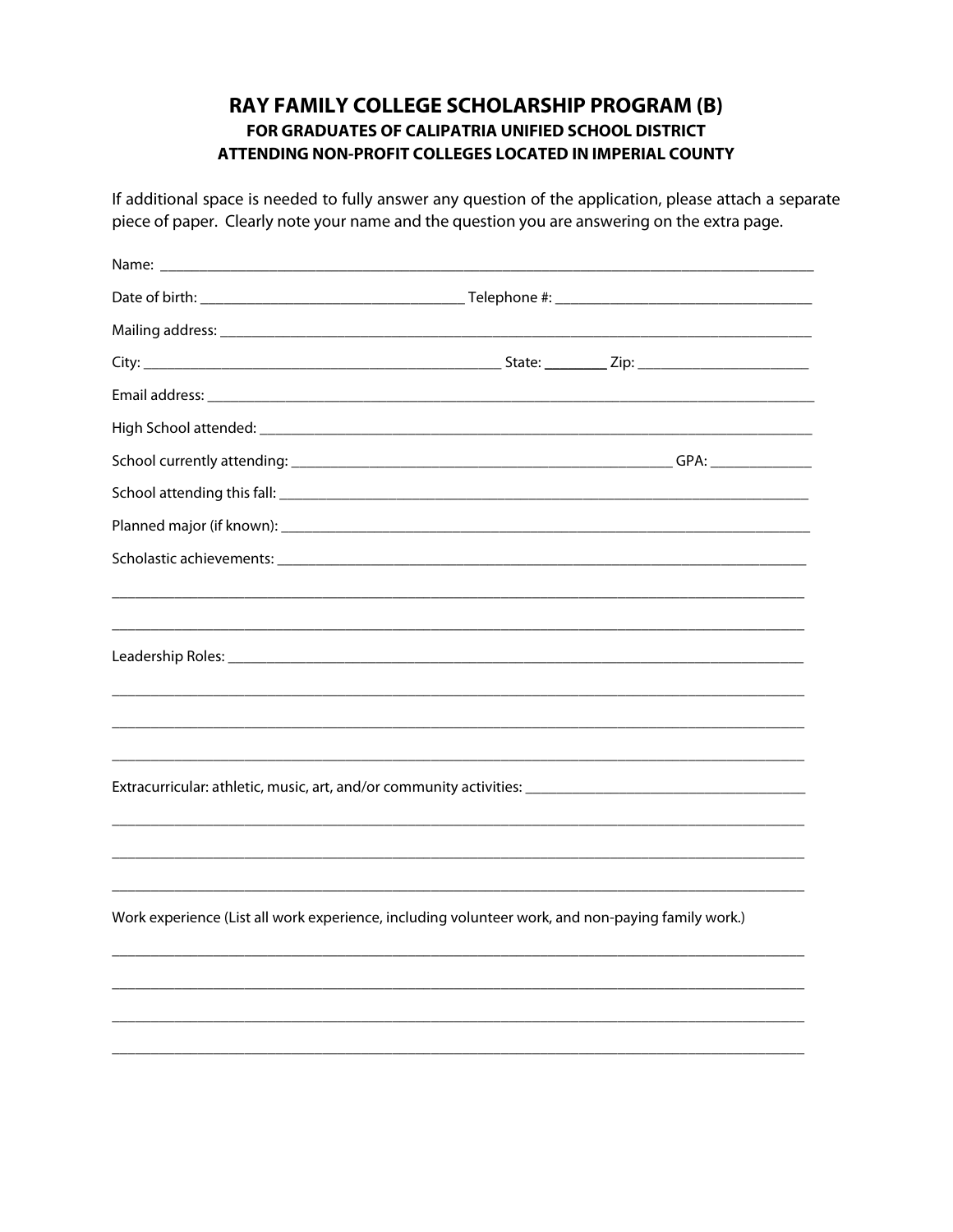# RAY FAMILY COLLEGE SCHOLARSHIP PROGRAM (B)

## FOR GRADUATES OF CALIPATRIA UNIFIED SCHOOL DISTRICT ATTENDING NON-PROFIT COLLEGES LOCATED IN IMPERIAL COUNTY

If additional space is needed to fully answer any question of the application, please attach a separate piece of paper. Clearly note your name and the question you are answering on the extra page.

Name: ____________________________________________________________________________

Date of birth: ______________________________ Telephone #: ______________________________

Mailing address: ____________________________________________________________________

City: ___________________________________________ State: ________ Zip: ____________________

Email address: ______________________________________________________________________

High School attended: ________________________________________________________________

School currently attending: _____________________________________________ GPA: ____________

School attending this fall: _____________________________________________________________

Planned major (if known): _____________________________________________________________

Scholastic achievements: ______________________________________________________________

_____________________________________________________________________________________

_____________________________________________________________________________________

Leadership Roles: ____________________________________________________________________

_____________________________________________________________________________________

_____________________________________________________________________________________

_____________________________________________________________________________________

Extracurricular: athletic, music, art, and/or community activities: _________________________________

_____________________________________________________________________________________

_____________________________________________________________________________________

_____________________________________________________________________________________

Work experience (List all work experience, including volunteer work, and non-paying family work.)

_____________________________________________________________________________________

_____________________________________________________________________________________

_____________________________________________________________________________________

_____________________________________________________________________________________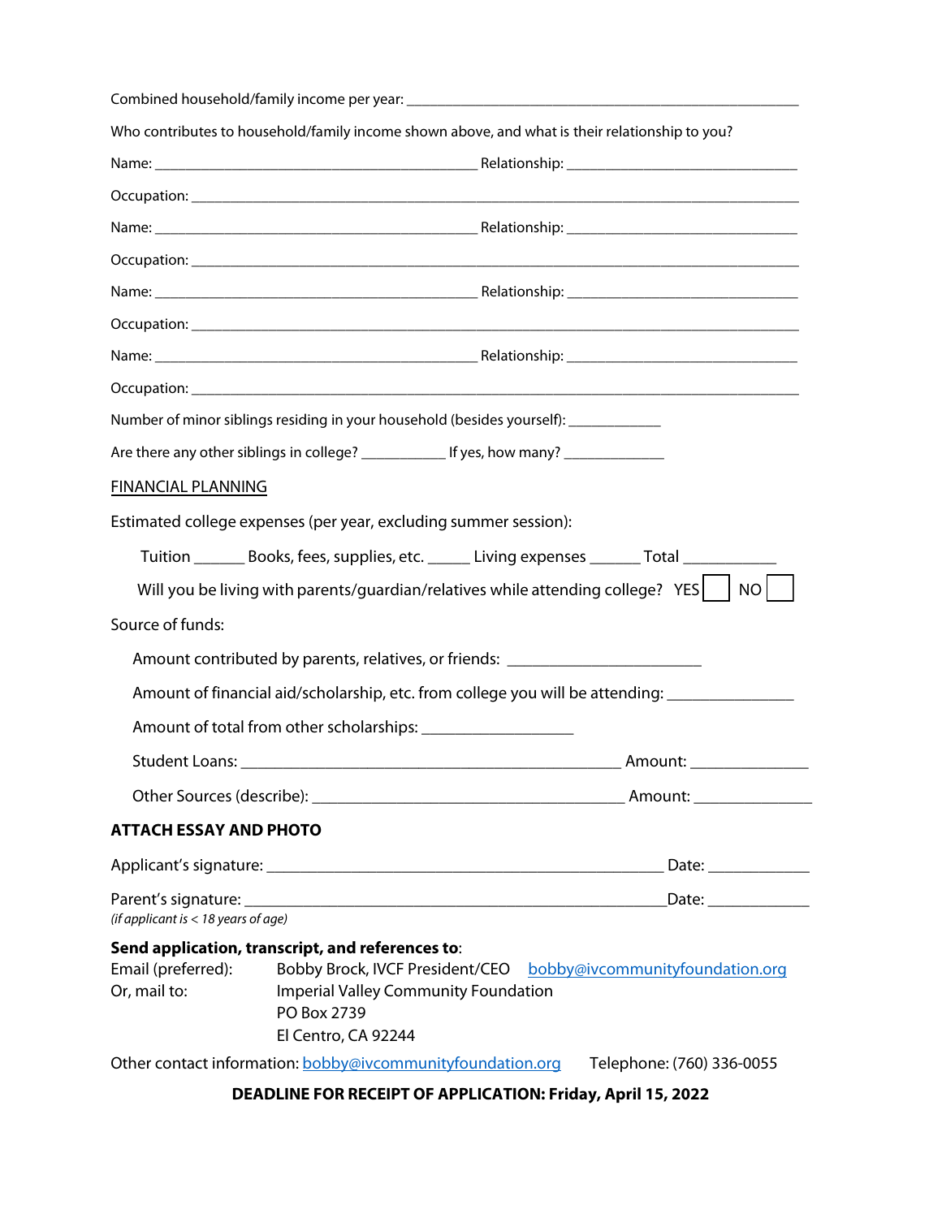Combined household/family income per year: ______________________________________________

Who contributes to household/family income shown above, and what is their relationship to you?

Name: ________________________________________ Relationship: ____________________________

Occupation: ___________________________________________________________________________

Name: ________________________________________ Relationship: ____________________________

Occupation: ___________________________________________________________________________

Name: ________________________________________ Relationship: ____________________________

Occupation: ___________________________________________________________________________

Name: ________________________________________ Relationship: ____________________________

Occupation: ___________________________________________________________________________

Number of minor siblings residing in your household (besides yourself): ____________

Are there any other siblings in college? ___________ If yes, how many? _____________

FINANCIAL PLANNING

Estimated college expenses (per year, excluding summer session):

Tuition ______ Books, fees, supplies, etc. _____ Living expenses ______ Total ___________

Will you be living with parents/guardian/relatives while attending college? YES ☐ NO ☐

Source of funds:

Amount contributed by parents, relatives, or friends: _______________________

Amount of financial aid/scholarship, etc. from college you will be attending: _______________

Amount of total from other scholarships: __________________

Student Loans: ______________________________________________ Amount: ______________

Other Sources (describe): ____________________________________ Amount: ______________

**ATTACH ESSAY AND PHOTO**

Applicant's signature: ______________________________________________ Date: ____________

Parent's signature: _________________________________________________Date: ____________
*(if applicant is < 18 years of age)*

**Send application, transcript, and references to**:

Email (preferred): Bobby Brock, IVCF President/CEO bobby@ivcommunityfoundation.org

Or, mail to: Imperial Valley Community Foundation
PO Box 2739
El Centro, CA 92244

Other contact information: bobby@ivcommunityfoundation.org Telephone: (760) 336-0055

**DEADLINE FOR RECEIPT OF APPLICATION: Friday, April 15, 2022**